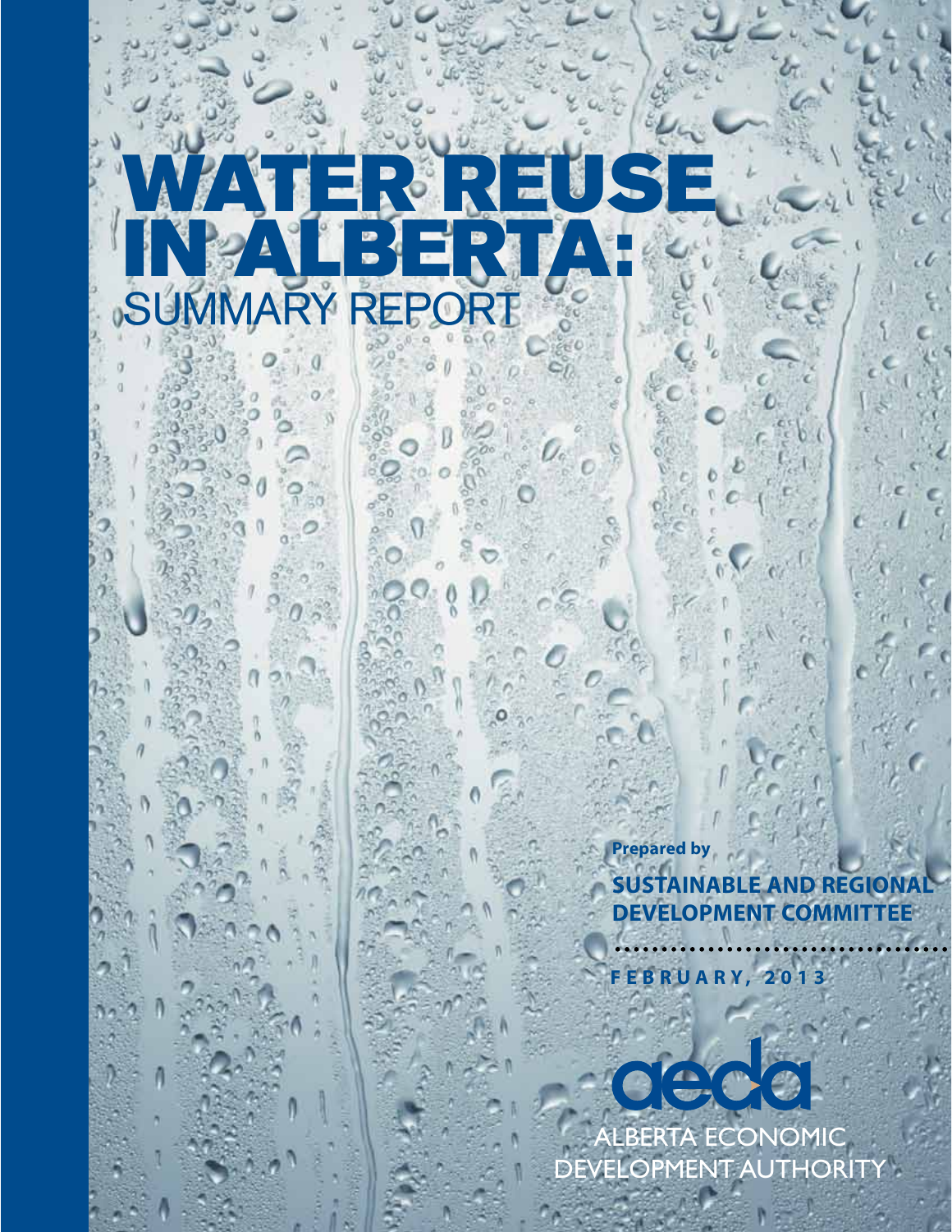# WATER REUSE IN ALBERTA: SUMMARY REPORT

**Prepared by**

**SUSTAINABLE AND REGIONAL DEVELOPMENT COMMITTEE**

**FEBRUARY, 2013**

aeda

ALBERTA ECONOMIC DEVELOPMENT AUTHORITY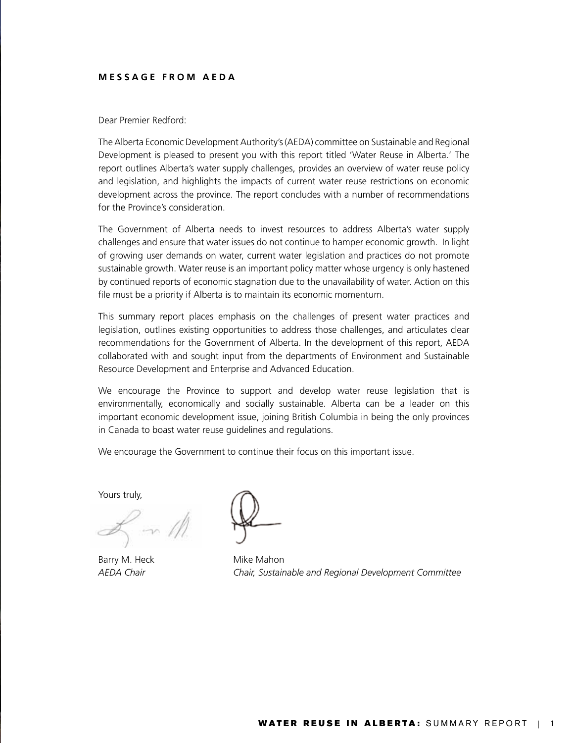## MESSAGE FROM AEDA

Dear Premier Redford:

The Alberta Economic Development Authority's (AEDA) committee on Sustainable and Regional Development is pleased to present you with this report titled 'Water Reuse in Alberta.' The report outlines Alberta's water supply challenges, provides an overview of water reuse policy and legislation, and highlights the impacts of current water reuse restrictions on economic development across the province. The report concludes with a number of recommendations for the Province's consideration.

The Government of Alberta needs to invest resources to address Alberta's water supply challenges and ensure that water issues do not continue to hamper economic growth. In light of growing user demands on water, current water legislation and practices do not promote sustainable growth. Water reuse is an important policy matter whose urgency is only hastened by continued reports of economic stagnation due to the unavailability of water. Action on this file must be a priority if Alberta is to maintain its economic momentum.

This summary report places emphasis on the challenges of present water practices and legislation, outlines existing opportunities to address those challenges, and articulates clear recommendations for the Government of Alberta. In the development of this report, AEDA collaborated with and sought input from the departments of Environment and Sustainable Resource Development and Enterprise and Advanced Education.

We encourage the Province to support and develop water reuse legislation that is environmentally, economically and socially sustainable. Alberta can be a leader on this important economic development issue, joining British Columbia in being the only provinces in Canada to boast water reuse guidelines and regulations.

We encourage the Government to continue their focus on this important issue.

Yours truly,

Barry M. Heck
*AEDA Chair*

Mike Mahon
*Chair, Sustainable and Regional Development Committee*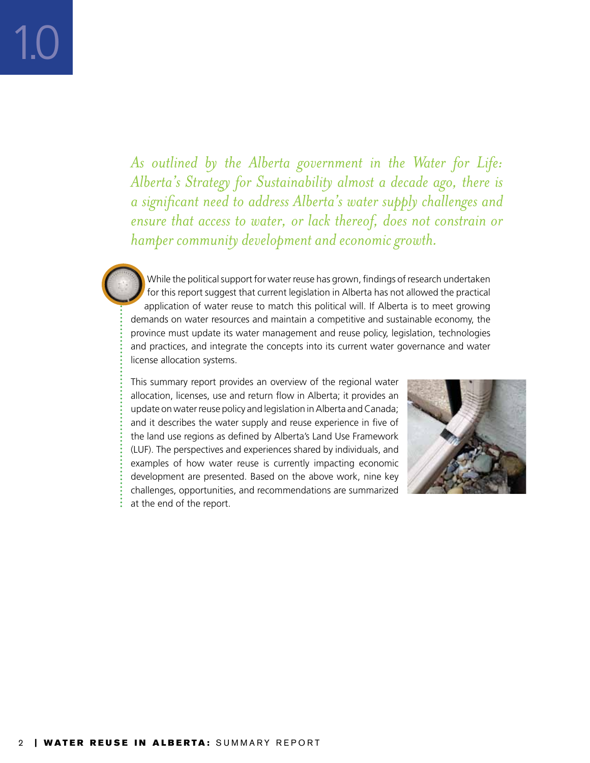# 1.0

*As outlined by the Alberta government in the Water for Life: Alberta's Strategy for Sustainability almost a decade ago, there is a significant need to address Alberta's water supply challenges and ensure that access to water, or lack thereof, does not constrain or hamper community development and economic growth.*

While the political support for water reuse has grown, findings of research undertaken for this report suggest that current legislation in Alberta has not allowed the practical application of water reuse to match this political will. If Alberta is to meet growing demands on water resources and maintain a competitive and sustainable economy, the province must update its water management and reuse policy, legislation, technologies and practices, and integrate the concepts into its current water governance and water license allocation systems.

This summary report provides an overview of the regional water allocation, licenses, use and return flow in Alberta; it provides an update on water reuse policy and legislation in Alberta and Canada; and it describes the water supply and reuse experience in five of the land use regions as defined by Alberta's Land Use Framework (LUF). The perspectives and experiences shared by individuals, and examples of how water reuse is currently impacting economic development are presented. Based on the above work, nine key challenges, opportunities, and recommendations are summarized at the end of the report.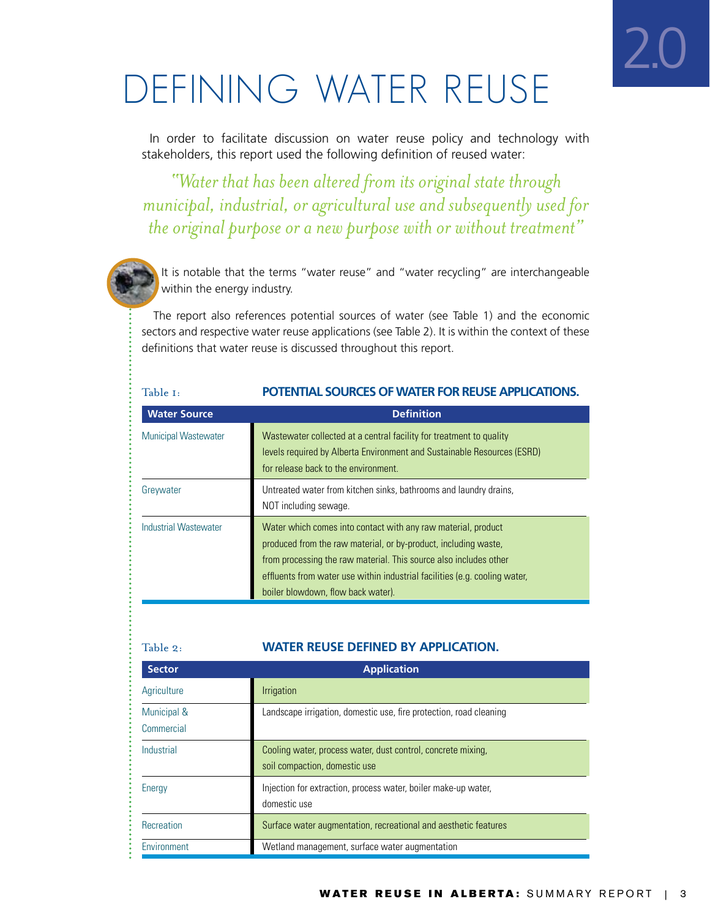# 2.0 DEFINING WATER REUSE

In order to facilitate discussion on water reuse policy and technology with stakeholders, this report used the following definition of reused water:

*"Water that has been altered from its original state through municipal, industrial, or agricultural use and subsequently used for the original purpose or a new purpose with or without treatment"*

It is notable that the terms "water reuse" and "water recycling" are interchangeable within the energy industry.

The report also references potential sources of water (see Table 1) and the economic sectors and respective water reuse applications (see Table 2). It is within the context of these definitions that water reuse is discussed throughout this report.

Table 1: **POTENTIAL SOURCES OF WATER FOR REUSE APPLICATIONS.**

| Water Source | Definition |
|---|---|
| Municipal Wastewater | Wastewater collected at a central facility for treatment to quality levels required by Alberta Environment and Sustainable Resources (ESRD) for release back to the environment. |
| Greywater | Untreated water from kitchen sinks, bathrooms and laundry drains, NOT including sewage. |
| Industrial Wastewater | Water which comes into contact with any raw material, product produced from the raw material, or by-product, including waste, from processing the raw material. This source also includes other effluents from water use within industrial facilities (e.g. cooling water, boiler blowdown, flow back water). |

Table 2: **WATER REUSE DEFINED BY APPLICATION.**

| Sector | Application |
|---|---|
| Agriculture | Irrigation |
| Municipal & Commercial | Landscape irrigation, domestic use, fire protection, road cleaning |
| Industrial | Cooling water, process water, dust control, concrete mixing, soil compaction, domestic use |
| Energy | Injection for extraction, process water, boiler make-up water, domestic use |
| Recreation | Surface water augmentation, recreational and aesthetic features |
| Environment | Wetland management, surface water augmentation |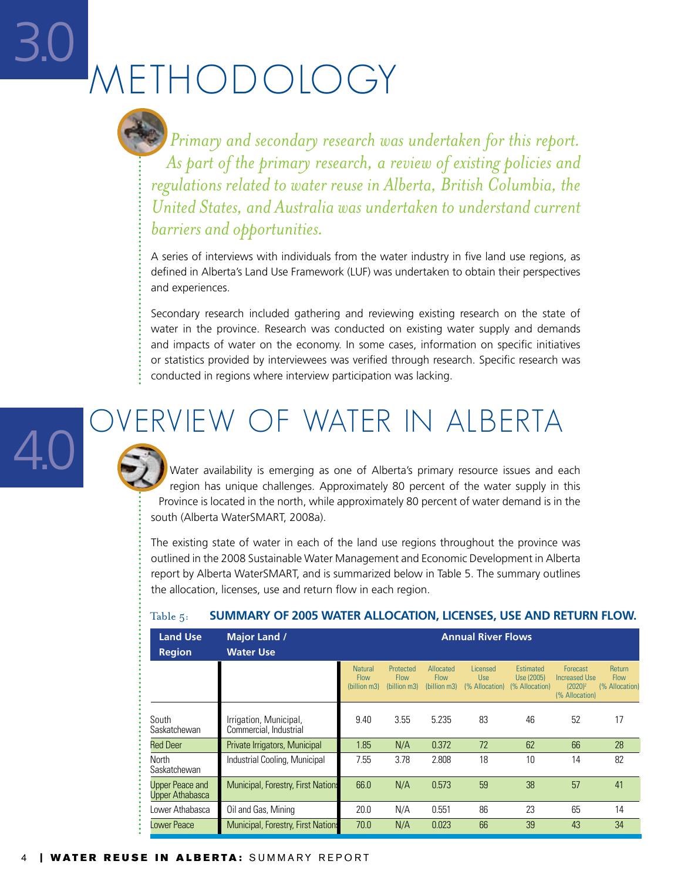# 3.0 METHODOLOGY

*Primary and secondary research was undertaken for this report. As part of the primary research, a review of existing policies and regulations related to water reuse in Alberta, British Columbia, the United States, and Australia was undertaken to understand current barriers and opportunities.*

A series of interviews with individuals from the water industry in five land use regions, as defined in Alberta's Land Use Framework (LUF) was undertaken to obtain their perspectives and experiences.

Secondary research included gathering and reviewing existing research on the state of water in the province. Research was conducted on existing water supply and demands and impacts of water on the economy. In some cases, information on specific initiatives or statistics provided by interviewees was verified through research. Specific research was conducted in regions where interview participation was lacking.

# 4.0 OVERVIEW OF WATER IN ALBERTA

Water availability is emerging as one of Alberta's primary resource issues and each region has unique challenges. Approximately 80 percent of the water supply in this Province is located in the north, while approximately 80 percent of water demand is in the south (Alberta WaterSMART, 2008a).

The existing state of water in each of the land use regions throughout the province was outlined in the 2008 Sustainable Water Management and Economic Development in Alberta report by Alberta WaterSMART, and is summarized below in Table 5. The summary outlines the allocation, licenses, use and return flow in each region.

Table 5: **SUMMARY OF 2005 WATER ALLOCATION, LICENSES, USE AND RETURN FLOW.**

| Land Use Region | Major Land / Water Use | Annual River Flows | | | | | | |
|---|---|---|---|---|---|---|---|---|
| | | Natural Flow (billion m3) | Protected Flow (billion m3) | Allocated Flow (billion m3) | Licensed Use (% Allocation) | Estimated Use (2005) (% Allocation) | Forecast Increased Use (2020)[2] (% Allocation) | Return Flow (% Allocation) |
| South Saskatchewan | Irrigation, Municipal, Commercial, Industrial | 9.40 | 3.55 | 5.235 | 83 | 46 | 52 | 17 |
| Red Deer | Private Irrigators, Municipal | 1.85 | N/A | 0.372 | 72 | 62 | 66 | 28 |
| North Saskatchewan | Industrial Cooling, Municipal | 7.55 | 3.78 | 2.808 | 18 | 10 | 14 | 82 |
| Upper Peace and Upper Athabasca | Municipal, Forestry, First Nations | 66.0 | N/A | 0.573 | 59 | 38 | 57 | 41 |
| Lower Athabasca | Oil and Gas, Mining | 20.0 | N/A | 0.551 | 86 | 23 | 65 | 14 |
| Lower Peace | Municipal, Forestry, First Nations | 70.0 | N/A | 0.023 | 66 | 39 | 43 | 34 |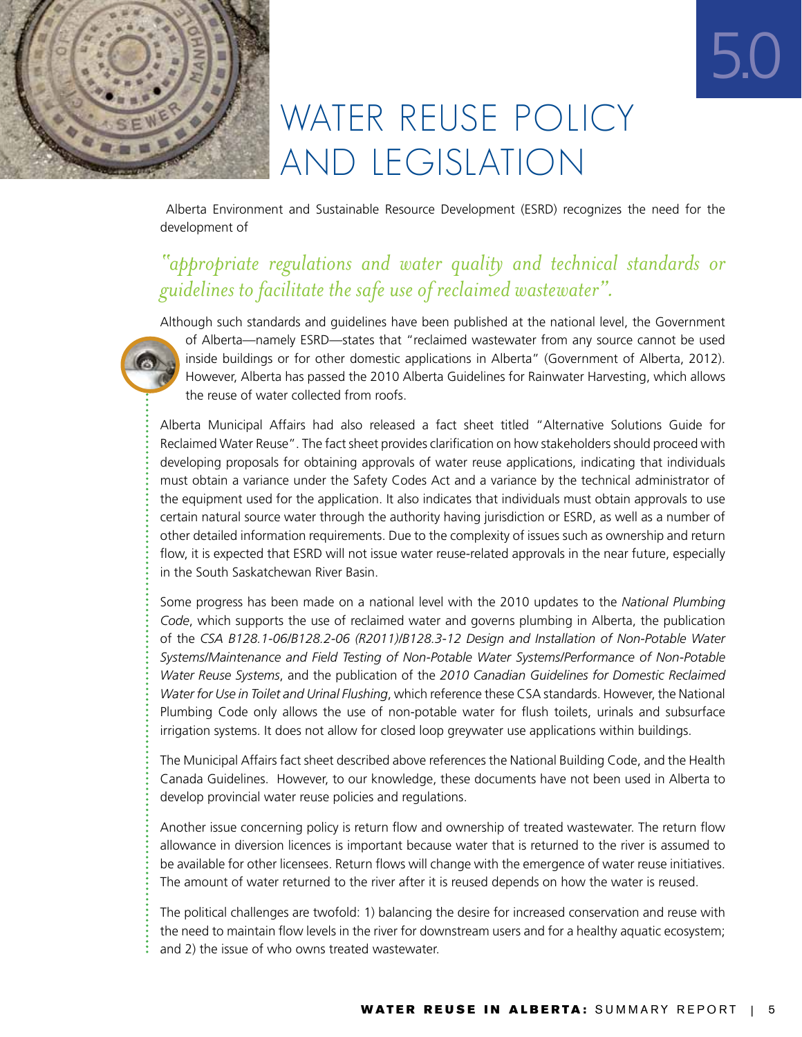# 5.0 WATER REUSE POLICY AND LEGISLATION

Alberta Environment and Sustainable Resource Development (ESRD) recognizes the need for the development of

*"appropriate regulations and water quality and technical standards or guidelines to facilitate the safe use of reclaimed wastewater".*

Although such standards and guidelines have been published at the national level, the Government of Alberta—namely ESRD—states that "reclaimed wastewater from any source cannot be used inside buildings or for other domestic applications in Alberta" (Government of Alberta, 2012). However, Alberta has passed the 2010 Alberta Guidelines for Rainwater Harvesting, which allows the reuse of water collected from roofs.

Alberta Municipal Affairs had also released a fact sheet titled "Alternative Solutions Guide for Reclaimed Water Reuse". The fact sheet provides clarification on how stakeholders should proceed with developing proposals for obtaining approvals of water reuse applications, indicating that individuals must obtain a variance under the Safety Codes Act and a variance by the technical administrator of the equipment used for the application. It also indicates that individuals must obtain approvals to use certain natural source water through the authority having jurisdiction or ESRD, as well as a number of other detailed information requirements. Due to the complexity of issues such as ownership and return flow, it is expected that ESRD will not issue water reuse-related approvals in the near future, especially in the South Saskatchewan River Basin.

Some progress has been made on a national level with the 2010 updates to the *National Plumbing Code*, which supports the use of reclaimed water and governs plumbing in Alberta, the publication of the *CSA B128.1-06/B128.2-06 (R2011)/B128.3-12 Design and Installation of Non-Potable Water Systems/Maintenance and Field Testing of Non-Potable Water Systems/Performance of Non-Potable Water Reuse Systems*, and the publication of the *2010 Canadian Guidelines for Domestic Reclaimed Water for Use in Toilet and Urinal Flushing*, which reference these CSA standards. However, the National Plumbing Code only allows the use of non-potable water for flush toilets, urinals and subsurface irrigation systems. It does not allow for closed loop greywater use applications within buildings.

The Municipal Affairs fact sheet described above references the National Building Code, and the Health Canada Guidelines. However, to our knowledge, these documents have not been used in Alberta to develop provincial water reuse policies and regulations.

Another issue concerning policy is return flow and ownership of treated wastewater. The return flow allowance in diversion licences is important because water that is returned to the river is assumed to be available for other licensees. Return flows will change with the emergence of water reuse initiatives. The amount of water returned to the river after it is reused depends on how the water is reused.

The political challenges are twofold: 1) balancing the desire for increased conservation and reuse with the need to maintain flow levels in the river for downstream users and for a healthy aquatic ecosystem; and 2) the issue of who owns treated wastewater.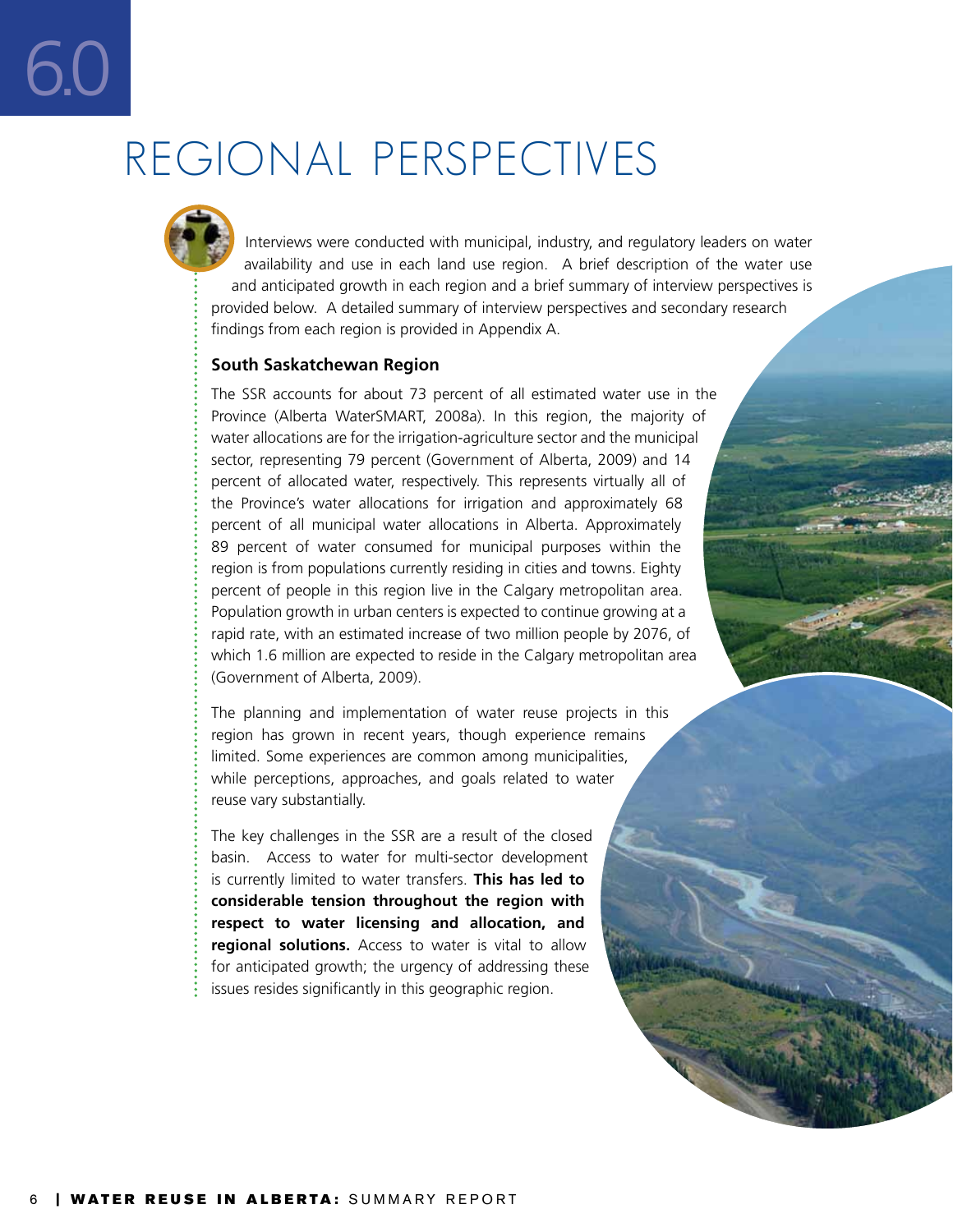# 6.0 REGIONAL PERSPECTIVES

Interviews were conducted with municipal, industry, and regulatory leaders on water availability and use in each land use region. A brief description of the water use and anticipated growth in each region and a brief summary of interview perspectives is provided below. A detailed summary of interview perspectives and secondary research findings from each region is provided in Appendix A.

### South Saskatchewan Region

The SSR accounts for about 73 percent of all estimated water use in the Province (Alberta WaterSMART, 2008a). In this region, the majority of water allocations are for the irrigation-agriculture sector and the municipal sector, representing 79 percent (Government of Alberta, 2009) and 14 percent of allocated water, respectively. This represents virtually all of the Province's water allocations for irrigation and approximately 68 percent of all municipal water allocations in Alberta. Approximately 89 percent of water consumed for municipal purposes within the region is from populations currently residing in cities and towns. Eighty percent of people in this region live in the Calgary metropolitan area. Population growth in urban centers is expected to continue growing at a rapid rate, with an estimated increase of two million people by 2076, of which 1.6 million are expected to reside in the Calgary metropolitan area (Government of Alberta, 2009).

The planning and implementation of water reuse projects in this region has grown in recent years, though experience remains limited. Some experiences are common among municipalities, while perceptions, approaches, and goals related to water reuse vary substantially.

The key challenges in the SSR are a result of the closed basin. Access to water for multi-sector development is currently limited to water transfers. **This has led to considerable tension throughout the region with respect to water licensing and allocation, and regional solutions.** Access to water is vital to allow for anticipated growth; the urgency of addressing these issues resides significantly in this geographic region.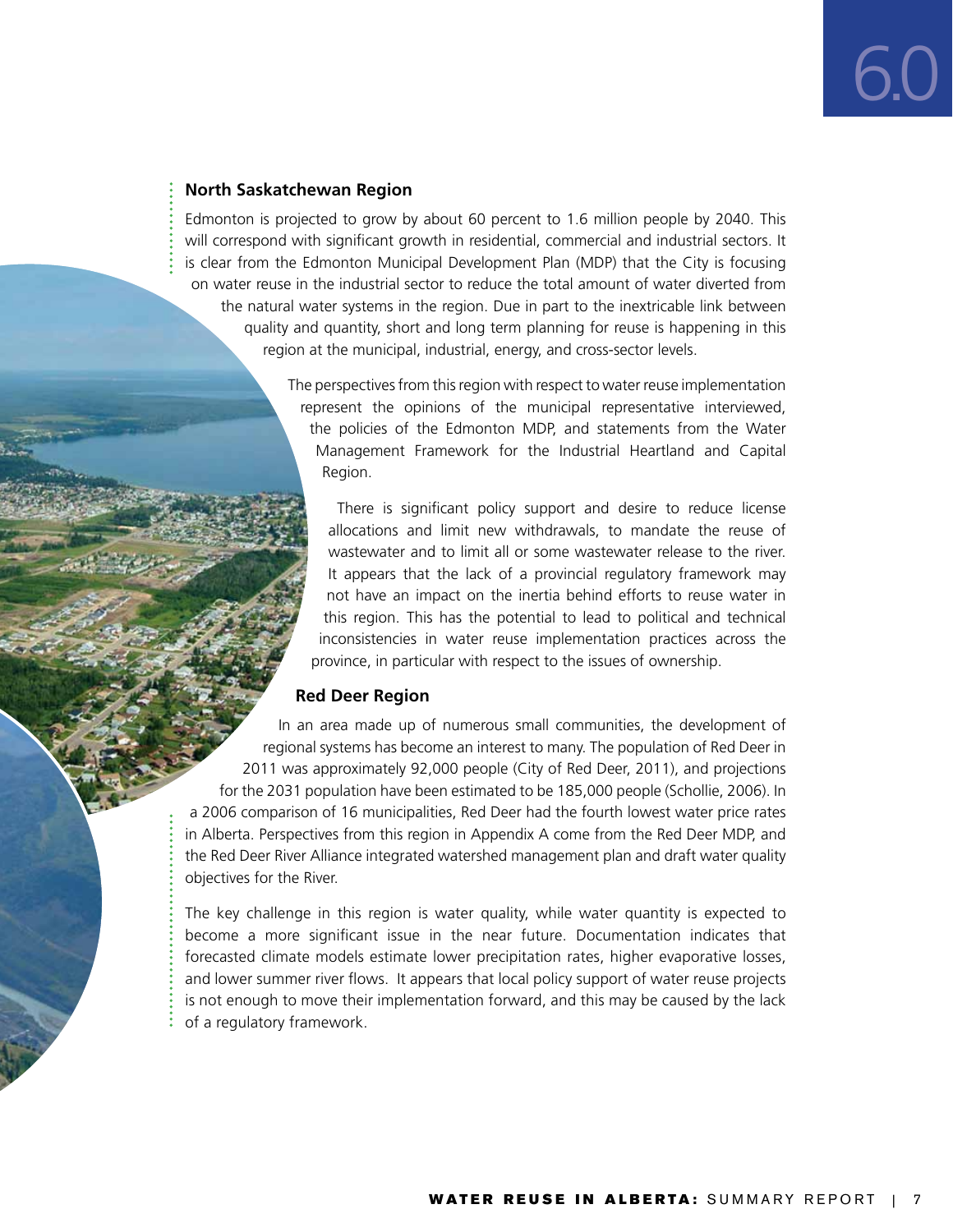### North Saskatchewan Region

Edmonton is projected to grow by about 60 percent to 1.6 million people by 2040. This will correspond with significant growth in residential, commercial and industrial sectors. It is clear from the Edmonton Municipal Development Plan (MDP) that the City is focusing on water reuse in the industrial sector to reduce the total amount of water diverted from the natural water systems in the region. Due in part to the inextricable link between quality and quantity, short and long term planning for reuse is happening in this region at the municipal, industrial, energy, and cross-sector levels.

The perspectives from this region with respect to water reuse implementation represent the opinions of the municipal representative interviewed, the policies of the Edmonton MDP, and statements from the Water Management Framework for the Industrial Heartland and Capital Region.

There is significant policy support and desire to reduce license allocations and limit new withdrawals, to mandate the reuse of wastewater and to limit all or some wastewater release to the river. It appears that the lack of a provincial regulatory framework may not have an impact on the inertia behind efforts to reuse water in this region. This has the potential to lead to political and technical inconsistencies in water reuse implementation practices across the province, in particular with respect to the issues of ownership.

### Red Deer Region

In an area made up of numerous small communities, the development of regional systems has become an interest to many. The population of Red Deer in 2011 was approximately 92,000 people (City of Red Deer, 2011), and projections for the 2031 population have been estimated to be 185,000 people (Schollie, 2006). In a 2006 comparison of 16 municipalities, Red Deer had the fourth lowest water price rates in Alberta. Perspectives from this region in Appendix A come from the Red Deer MDP, and the Red Deer River Alliance integrated watershed management plan and draft water quality objectives for the River.

The key challenge in this region is water quality, while water quantity is expected to become a more significant issue in the near future. Documentation indicates that forecasted climate models estimate lower precipitation rates, higher evaporative losses, and lower summer river flows. It appears that local policy support of water reuse projects is not enough to move their implementation forward, and this may be caused by the lack of a regulatory framework.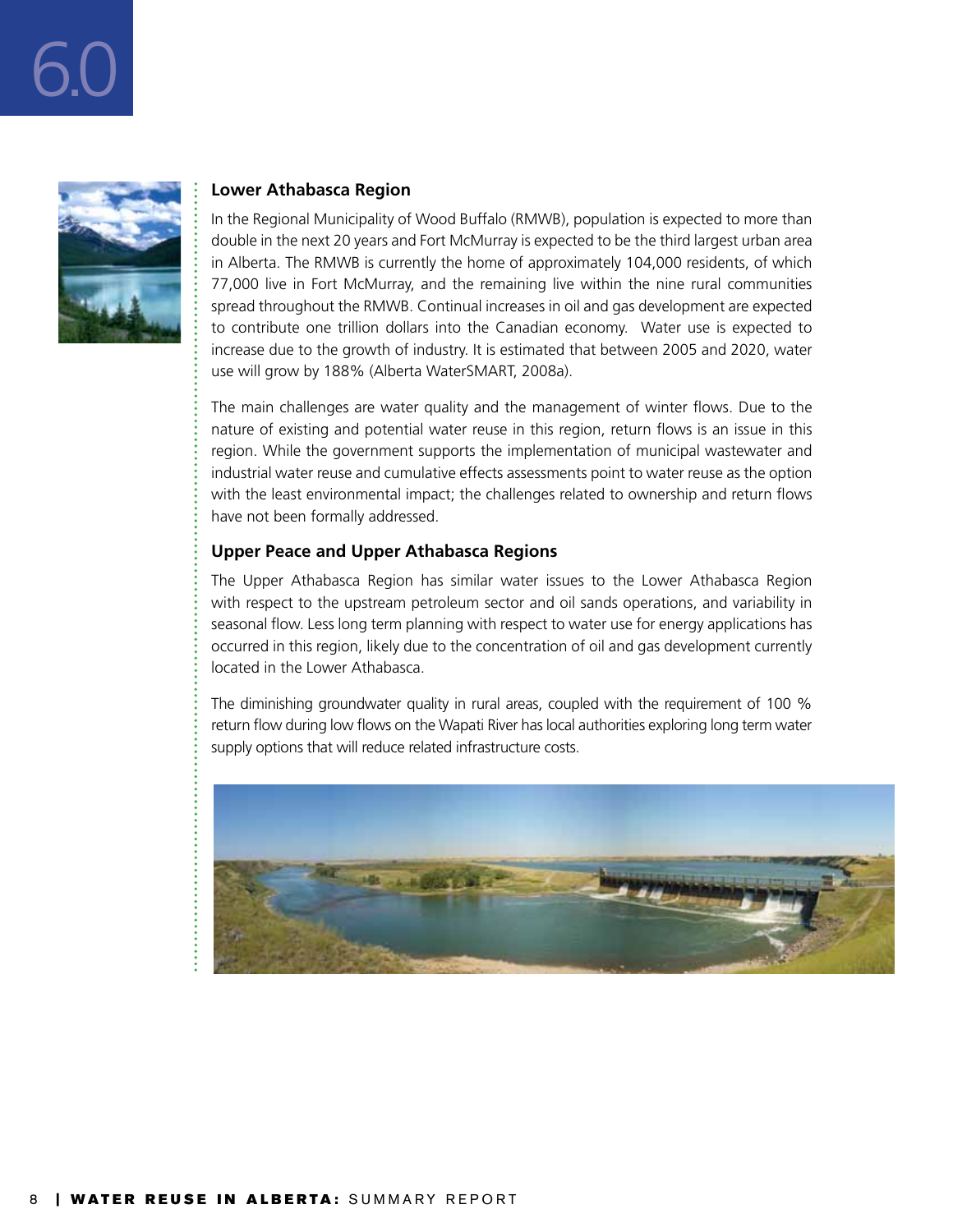### Lower Athabasca Region

In the Regional Municipality of Wood Buffalo (RMWB), population is expected to more than double in the next 20 years and Fort McMurray is expected to be the third largest urban area in Alberta. The RMWB is currently the home of approximately 104,000 residents, of which 77,000 live in Fort McMurray, and the remaining live within the nine rural communities spread throughout the RMWB. Continual increases in oil and gas development are expected to contribute one trillion dollars into the Canadian economy. Water use is expected to increase due to the growth of industry. It is estimated that between 2005 and 2020, water use will grow by 188% (Alberta WaterSMART, 2008a).

The main challenges are water quality and the management of winter flows. Due to the nature of existing and potential water reuse in this region, return flows is an issue in this region. While the government supports the implementation of municipal wastewater and industrial water reuse and cumulative effects assessments point to water reuse as the option with the least environmental impact; the challenges related to ownership and return flows have not been formally addressed.

### Upper Peace and Upper Athabasca Regions

The Upper Athabasca Region has similar water issues to the Lower Athabasca Region with respect to the upstream petroleum sector and oil sands operations, and variability in seasonal flow. Less long term planning with respect to water use for energy applications has occurred in this region, likely due to the concentration of oil and gas development currently located in the Lower Athabasca.

The diminishing groundwater quality in rural areas, coupled with the requirement of 100 % return flow during low flows on the Wapati River has local authorities exploring long term water supply options that will reduce related infrastructure costs.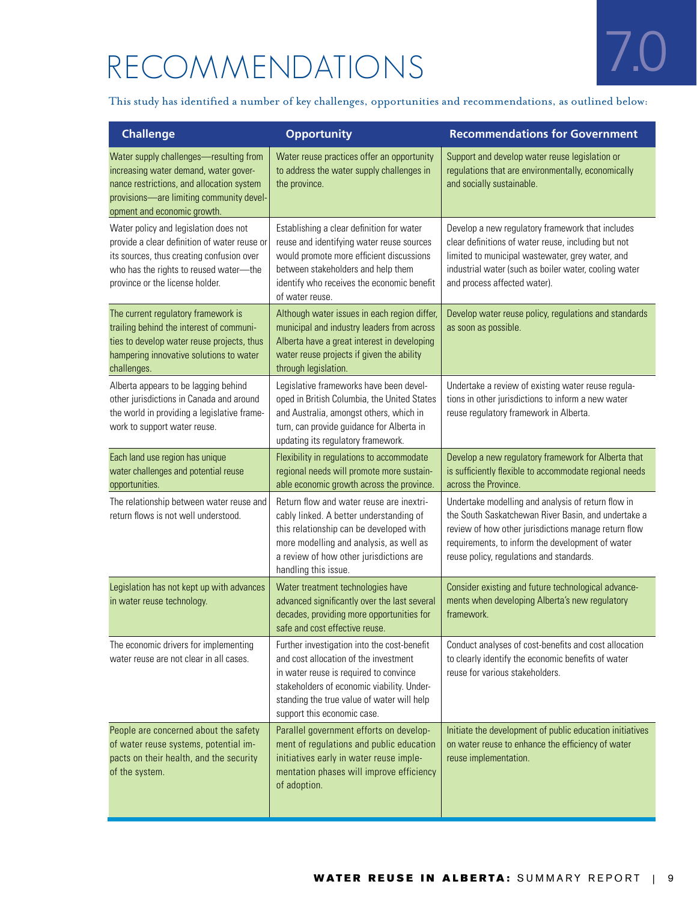# 7.0 RECOMMENDATIONS

This study has identified a number of key challenges, opportunities and recommendations, as outlined below:

| Challenge | Opportunity | Recommendations for Government |
| --- | --- | --- |
| Water supply challenges—resulting from increasing water demand, water governance restrictions, and allocation system provisions—are limiting community development and economic growth. | Water reuse practices offer an opportunity to address the water supply challenges in the province. | Support and develop water reuse legislation or regulations that are environmentally, economically and socially sustainable. |
| Water policy and legislation does not provide a clear definition of water reuse or its sources, thus creating confusion over who has the rights to reused water—the province or the license holder. | Establishing a clear definition for water reuse and identifying water reuse sources would promote more efficient discussions between stakeholders and help them identify who receives the economic benefit of water reuse. | Develop a new regulatory framework that includes clear definitions of water reuse, including but not limited to municipal wastewater, grey water, and industrial water (such as boiler water, cooling water and process affected water). |
| The current regulatory framework is trailing behind the interest of communities to develop water reuse projects, thus hampering innovative solutions to water challenges. | Although water issues in each region differ, municipal and industry leaders from across Alberta have a great interest in developing water reuse projects if given the ability through legislation. | Develop water reuse policy, regulations and standards as soon as possible. |
| Alberta appears to be lagging behind other jurisdictions in Canada and around the world in providing a legislative framework to support water reuse. | Legislative frameworks have been developed in British Columbia, the United States and Australia, amongst others, which in turn, can provide guidance for Alberta in updating its regulatory framework. | Undertake a review of existing water reuse regulations in other jurisdictions to inform a new water reuse regulatory framework in Alberta. |
| Each land use region has unique water challenges and potential reuse opportunities. | Flexibility in regulations to accommodate regional needs will promote more sustainable economic growth across the province. | Develop a new regulatory framework for Alberta that is sufficiently flexible to accommodate regional needs across the Province. |
| The relationship between water reuse and return flows is not well understood. | Return flow and water reuse are inextricably linked. A better understanding of this relationship can be developed with more modelling and analysis, as well as a review of how other jurisdictions are handling this issue. | Undertake modelling and analysis of return flow in the South Saskatchewan River Basin, and undertake a review of how other jurisdictions manage return flow requirements, to inform the development of water reuse policy, regulations and standards. |
| Legislation has not kept up with advances in water reuse technology. | Water treatment technologies have advanced significantly over the last several decades, providing more opportunities for safe and cost effective reuse. | Consider existing and future technological advancements when developing Alberta's new regulatory framework. |
| The economic drivers for implementing water reuse are not clear in all cases. | Further investigation into the cost-benefit and cost allocation of the investment in water reuse is required to convince stakeholders of economic viability. Understanding the true value of water will help support this economic case. | Conduct analyses of cost-benefits and cost allocation to clearly identify the economic benefits of water reuse for various stakeholders. |
| People are concerned about the safety of water reuse systems, potential impacts on their health, and the security of the system. | Parallel government efforts on development of regulations and public education initiatives early in water reuse implementation phases will improve efficiency of adoption. | Initiate the development of public education initiatives on water reuse to enhance the efficiency of water reuse implementation. |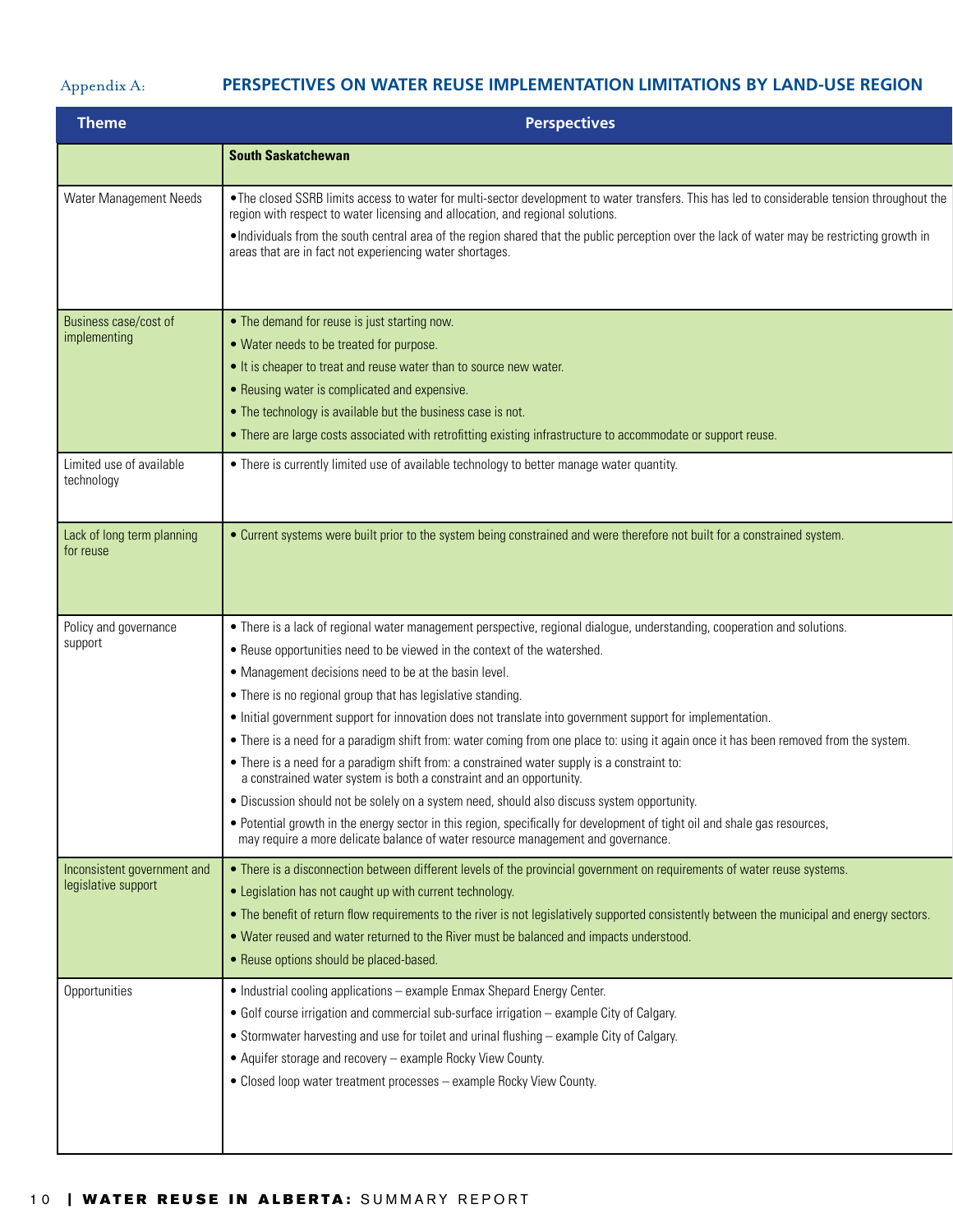Appendix A: **PERSPECTIVES ON WATER REUSE IMPLEMENTATION LIMITATIONS BY LAND-USE REGION**

| Theme | Perspectives |
|---|---|
| | **South Saskatchewan** |
| Water Management Needs | • The closed SSRB limits access to water for multi-sector development to water transfers. This has led to considerable tension throughout the region with respect to water licensing and allocation, and regional solutions.<br>• Individuals from the south central area of the region shared that the public perception over the lack of water may be restricting growth in areas that are in fact not experiencing water shortages. |
| Business case/cost of implementing | • The demand for reuse is just starting now.<br>• Water needs to be treated for purpose.<br>• It is cheaper to treat and reuse water than to source new water.<br>• Reusing water is complicated and expensive.<br>• The technology is available but the business case is not.<br>• There are large costs associated with retrofitting existing infrastructure to accommodate or support reuse. |
| Limited use of available technology | • There is currently limited use of available technology to better manage water quantity. |
| Lack of long term planning for reuse | • Current systems were built prior to the system being constrained and were therefore not built for a constrained system. |
| Policy and governance support | • There is a lack of regional water management perspective, regional dialogue, understanding, cooperation and solutions.<br>• Reuse opportunities need to be viewed in the context of the watershed.<br>• Management decisions need to be at the basin level.<br>• There is no regional group that has legislative standing.<br>• Initial government support for innovation does not translate into government support for implementation.<br>• There is a need for a paradigm shift from: water coming from one place to: using it again once it has been removed from the system.<br>• There is a need for a paradigm shift from: a constrained water supply is a constraint to: a constrained water system is both a constraint and an opportunity.<br>• Discussion should not be solely on a system need, should also discuss system opportunity.<br>• Potential growth in the energy sector in this region, specifically for development of tight oil and shale gas resources, may require a more delicate balance of water resource management and governance. |
| Inconsistent government and legislative support | • There is a disconnection between different levels of the provincial government on requirements of water reuse systems.<br>• Legislation has not caught up with current technology.<br>• The benefit of return flow requirements to the river is not legislatively supported consistently between the municipal and energy sectors.<br>• Water reused and water returned to the River must be balanced and impacts understood.<br>• Reuse options should be placed-based. |
| Opportunities | • Industrial cooling applications – example Enmax Shepard Energy Center.<br>• Golf course irrigation and commercial sub-surface irrigation – example City of Calgary.<br>• Stormwater harvesting and use for toilet and urinal flushing – example City of Calgary.<br>• Aquifer storage and recovery – example Rocky View County.<br>• Closed loop water treatment processes – example Rocky View County. |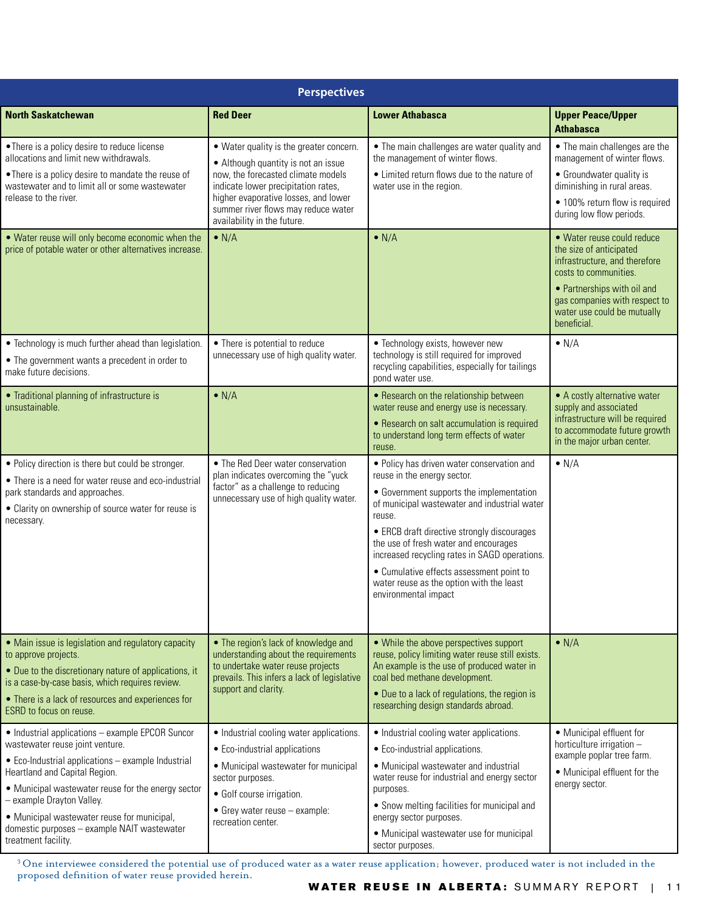| Perspectives | | | |
|---|---|---|---|
| **North Saskatchewan** | **Red Deer** | **Lower Athabasca** | **Upper Peace/Upper Athabasca** |
| • There is a policy desire to reduce license allocations and limit new withdrawals. <br> • There is a policy desire to mandate the reuse of wastewater and to limit all or some wastewater release to the river. | • Water quality is the greater concern. <br> • Although quantity is not an issue now, the forecasted climate models indicate lower precipitation rates, higher evaporative losses, and lower summer river flows may reduce water availability in the future. | • The main challenges are water quality and the management of winter flows. <br> • Limited return flows due to the nature of water use in the region. | • The main challenges are the management of winter flows. <br> • Groundwater quality is diminishing in rural areas. <br> • 100% return flow is required during low flow periods. |
| • Water reuse will only become economic when the price of potable water or other alternatives increase. | • N/A | • N/A | • Water reuse could reduce the size of anticipated infrastructure, and therefore costs to communities. <br> • Partnerships with oil and gas companies with respect to water use could be mutually beneficial. |
| • Technology is much further ahead than legislation. <br> • The government wants a precedent in order to make future decisions. | • There is potential to reduce unnecessary use of high quality water. | • Technology exists, however new technology is still required for improved recycling capabilities, especially for tailings pond water use. | • N/A |
| • Traditional planning of infrastructure is unsustainable. | • N/A | • Research on the relationship between water reuse and energy use is necessary. <br> • Research on salt accumulation is required to understand long term effects of water reuse. | • A costly alternative water supply and associated infrastructure will be required to accommodate future growth in the major urban center. |
| • Policy direction is there but could be stronger. <br> • There is a need for water reuse and eco-industrial park standards and approaches. <br> • Clarity on ownership of source water for reuse is necessary. | • The Red Deer water conservation plan indicates overcoming the "yuck factor" as a challenge to reducing unnecessary use of high quality water. | • Policy has driven water conservation and reuse in the energy sector. <br> • Government supports the implementation of municipal wastewater and industrial water reuse. <br> • ERCB draft directive strongly discourages the use of fresh water and encourages increased recycling rates in SAGD operations. <br> • Cumulative effects assessment point to water reuse as the option with the least environmental impact | • N/A |
| • Main issue is legislation and regulatory capacity to approve projects. <br> • Due to the discretionary nature of applications, it is a case-by-case basis, which requires review. <br> • There is a lack of resources and experiences for ESRD to focus on reuse. | • The region's lack of knowledge and understanding about the requirements to undertake water reuse projects prevails. This infers a lack of legislative support and clarity. | • While the above perspectives support reuse, policy limiting water reuse still exists. An example is the use of produced water in coal bed methane development. <br> • Due to a lack of regulations, the region is researching design standards abroad. | • N/A |
| • Industrial applications – example EPCOR Suncor wastewater reuse joint venture. <br> • Eco-Industrial applications – example Industrial Heartland and Capital Region. <br> • Municipal wastewater reuse for the energy sector – example Drayton Valley. <br> • Municipal wastewater reuse for municipal, domestic purposes – example NAIT wastewater treatment facility. | • Industrial cooling water applications. <br> • Eco-industrial applications <br> • Municipal wastewater for municipal sector purposes. <br> • Golf course irrigation. <br> • Grey water reuse – example: recreation center. | • Industrial cooling water applications. <br> • Eco-industrial applications. <br> • Municipal wastewater and industrial water reuse for industrial and energy sector purposes. <br> • Snow melting facilities for municipal and energy sector purposes. <br> • Municipal wastewater use for municipal sector purposes. | • Municipal effluent for horticulture irrigation – example poplar tree farm. <br> • Municipal effluent for the energy sector. |

[3] One interviewee considered the potential use of produced water as a water reuse application; however, produced water is not included in the proposed definition of water reuse provided herein.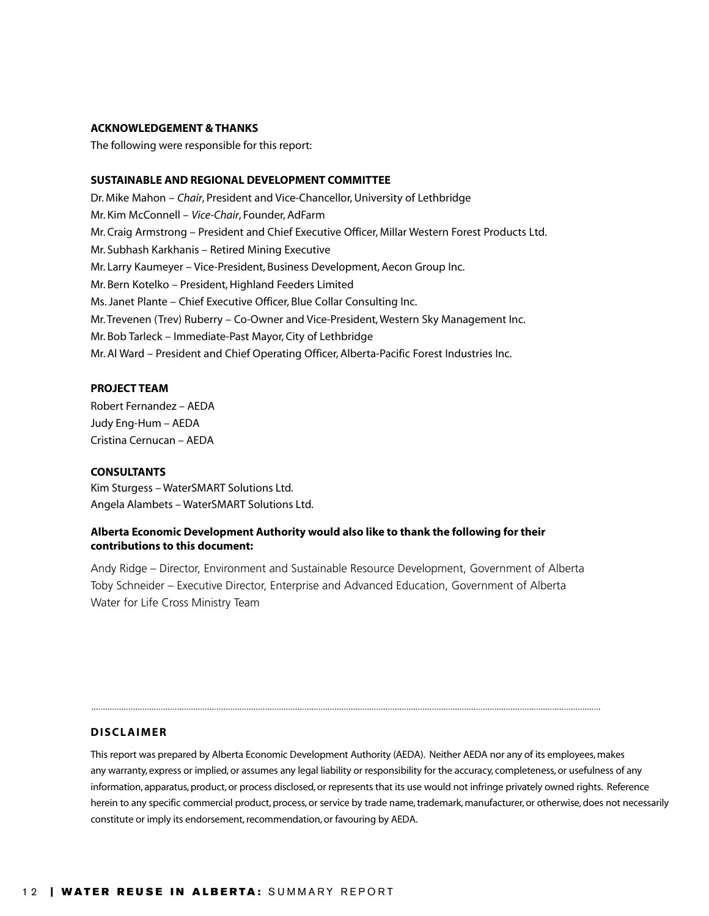**ACKNOWLEDGEMENT & THANKS**

The following were responsible for this report:

**SUSTAINABLE AND REGIONAL DEVELOPMENT COMMITTEE**

Dr. Mike Mahon – *Chair*, President and Vice-Chancellor, University of Lethbridge
Mr. Kim McConnell – *Vice-Chair*, Founder, AdFarm
Mr. Craig Armstrong – President and Chief Executive Officer, Millar Western Forest Products Ltd.
Mr. Subhash Karkhanis – Retired Mining Executive
Mr. Larry Kaumeyer – Vice-President, Business Development, Aecon Group Inc.
Mr. Bern Kotelko – President, Highland Feeders Limited
Ms. Janet Plante – Chief Executive Officer, Blue Collar Consulting Inc.
Mr. Trevenen (Trev) Ruberry – Co-Owner and Vice-President, Western Sky Management Inc.
Mr. Bob Tarleck – Immediate-Past Mayor, City of Lethbridge
Mr. Al Ward – President and Chief Operating Officer, Alberta-Pacific Forest Industries Inc.

**PROJECT TEAM**

Robert Fernandez – AEDA
Judy Eng-Hum – AEDA
Cristina Cernucan – AEDA

**CONSULTANTS**

Kim Sturgess – WaterSMART Solutions Ltd.
Angela Alambets – WaterSMART Solutions Ltd.

**Alberta Economic Development Authority would also like to thank the following for their contributions to this document:**

Andy Ridge – Director, Environment and Sustainable Resource Development, Government of Alberta
Toby Schneider – Executive Director, Enterprise and Advanced Education, Government of Alberta
Water for Life Cross Ministry Team

**DISCLAIMER**

This report was prepared by Alberta Economic Development Authority (AEDA). Neither AEDA nor any of its employees, makes any warranty, express or implied, or assumes any legal liability or responsibility for the accuracy, completeness, or usefulness of any information, apparatus, product, or process disclosed, or represents that its use would not infringe privately owned rights. Reference herein to any specific commercial product, process, or service by trade name, trademark, manufacturer, or otherwise, does not necessarily constitute or imply its endorsement, recommendation, or favouring by AEDA.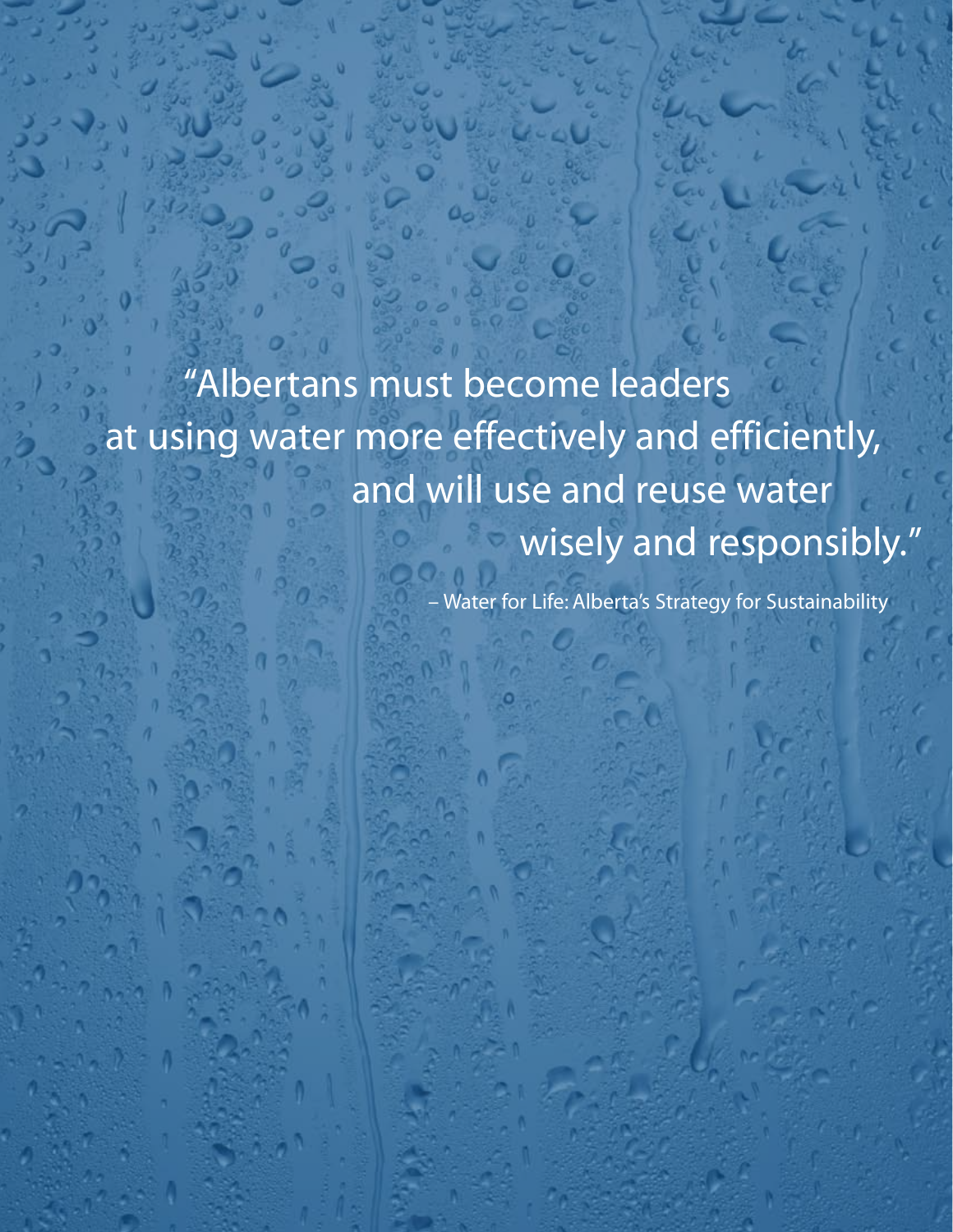"Albertans must become leaders at using water more effectively and efficiently, and will use and reuse water wisely and responsibly."

– Water for Life: Alberta's Strategy for Sustainability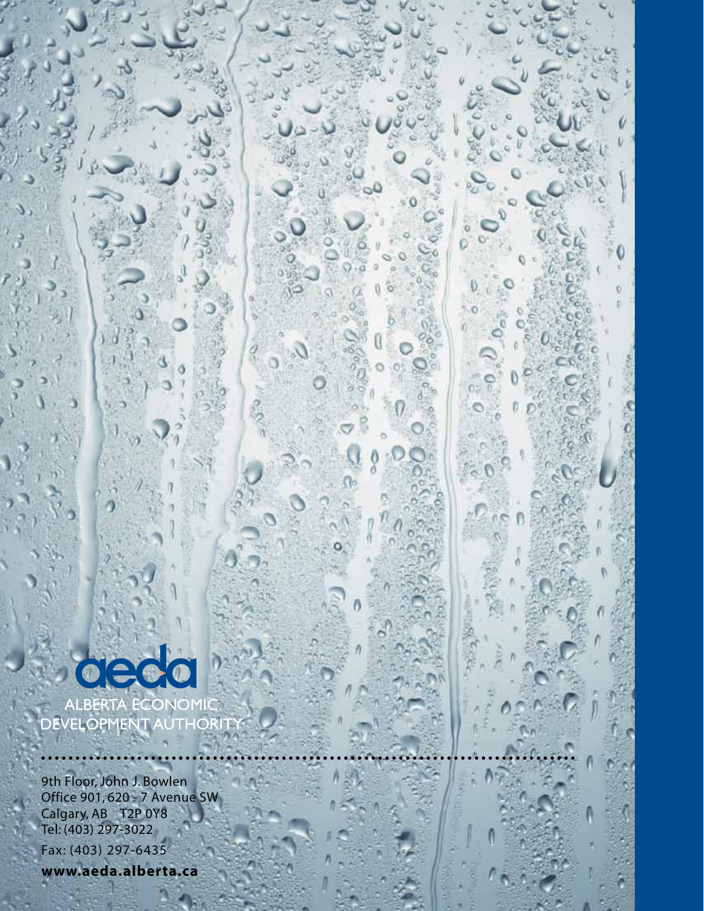aeda

ALBERTA ECONOMIC DEVELOPMENT AUTHORITY

9th Floor, John J. Bowlen
Office 901, 620 - 7 Avenue SW
Calgary, AB T2P 0Y8
Tel: (403) 297-3022
Fax: (403) 297-6435

**www.aeda.alberta.ca**